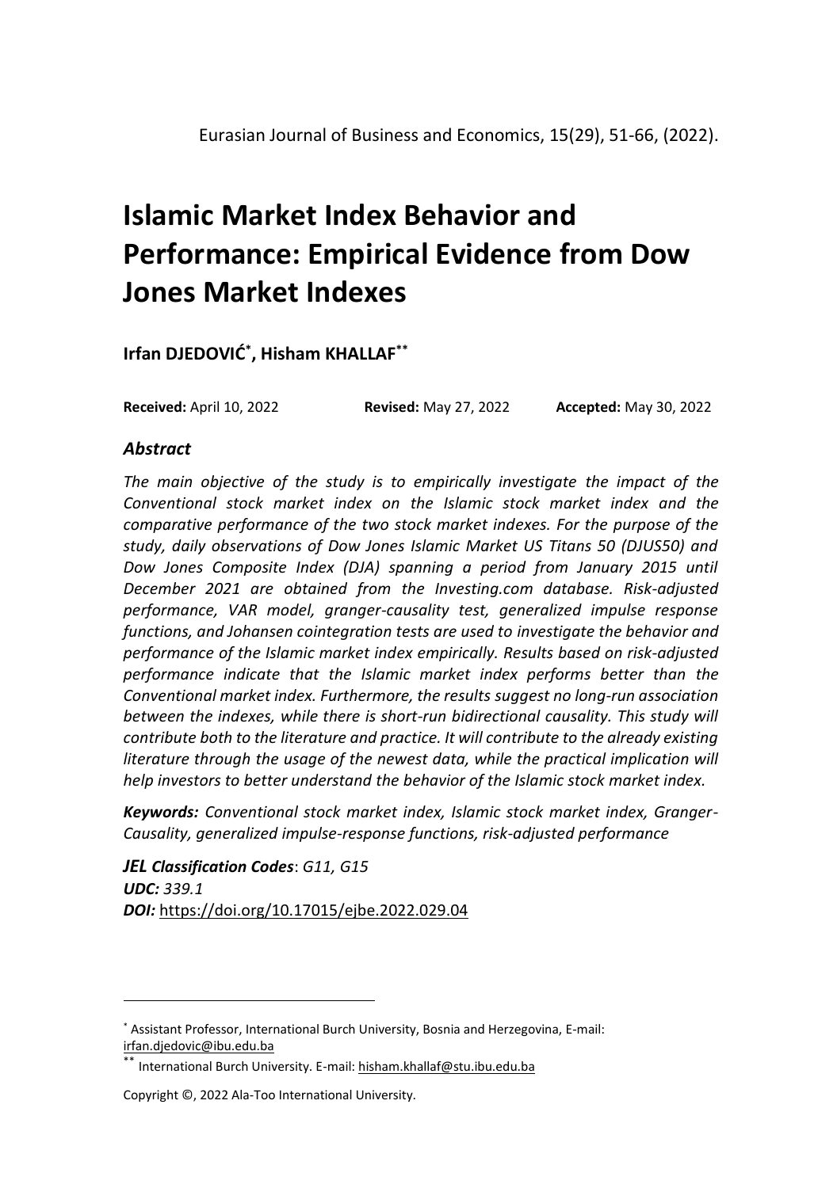# Islamic Market Index Behavior and Performance: Empirical Evidence from Dow Jones Market Indexes

**Irfan DJEDOVIĆ[*], Hisham KHALLAF[**]**

**Received:** April 10, 2022 **Revised:** May 27, 2022 **Accepted:** May 30, 2022

### *Abstract*

*The main objective of the study is to empirically investigate the impact of the Conventional stock market index on the Islamic stock market index and the comparative performance of the two stock market indexes. For the purpose of the study, daily observations of Dow Jones Islamic Market US Titans 50 (DJUS50) and Dow Jones Composite Index (DJA) spanning a period from January 2015 until December 2021 are obtained from the Investing.com database. Risk-adjusted performance, VAR model, granger-causality test, generalized impulse response functions, and Johansen cointegration tests are used to investigate the behavior and performance of the Islamic market index empirically. Results based on risk-adjusted performance indicate that the Islamic market index performs better than the Conventional market index. Furthermore, the results suggest no long-run association between the indexes, while there is short-run bidirectional causality. This study will contribute both to the literature and practice. It will contribute to the already existing literature through the usage of the newest data, while the practical implication will help investors to better understand the behavior of the Islamic stock market index.*

***Keywords:*** *Conventional stock market index, Islamic stock market index, Granger-Causality, generalized impulse-response functions, risk-adjusted performance*

***JEL Classification Codes***: *G11, G15*
***UDC:*** *339.1*
***DOI:*** https://doi.org/10.17015/ejbe.2022.029.04

---

[*] Assistant Professor, International Burch University, Bosnia and Herzegovina, E-mail: irfan.djedovic@ibu.edu.ba

[**] International Burch University. E-mail: hisham.khallaf@stu.ibu.edu.ba

Copyright ©, 2022 Ala-Too International University.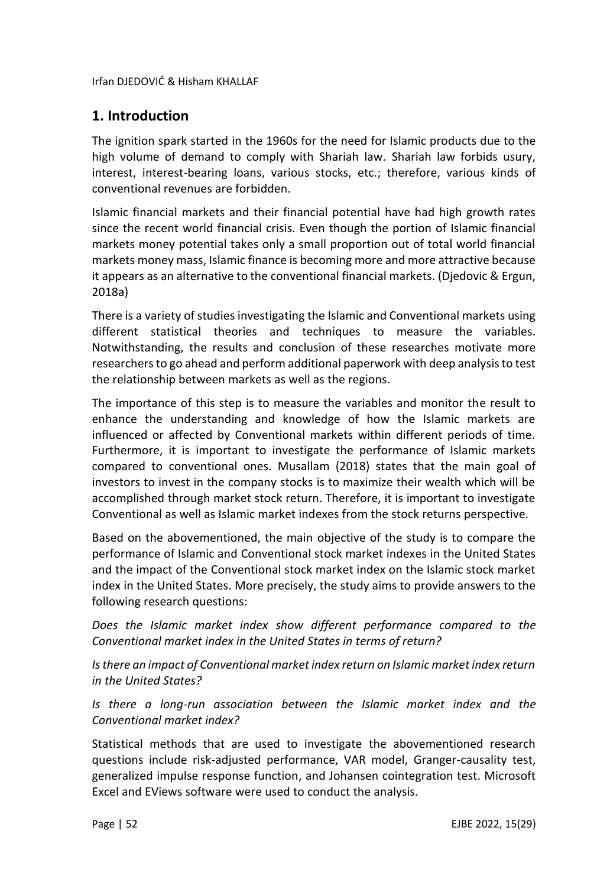## 1. Introduction

The ignition spark started in the 1960s for the need for Islamic products due to the high volume of demand to comply with Shariah law. Shariah law forbids usury, interest, interest-bearing loans, various stocks, etc.; therefore, various kinds of conventional revenues are forbidden.

Islamic financial markets and their financial potential have had high growth rates since the recent world financial crisis. Even though the portion of Islamic financial markets money potential takes only a small proportion out of total world financial markets money mass, Islamic finance is becoming more and more attractive because it appears as an alternative to the conventional financial markets. (Djedovic & Ergun, 2018a)

There is a variety of studies investigating the Islamic and Conventional markets using different statistical theories and techniques to measure the variables. Notwithstanding, the results and conclusion of these researches motivate more researchers to go ahead and perform additional paperwork with deep analysis to test the relationship between markets as well as the regions.

The importance of this step is to measure the variables and monitor the result to enhance the understanding and knowledge of how the Islamic markets are influenced or affected by Conventional markets within different periods of time. Furthermore, it is important to investigate the performance of Islamic markets compared to conventional ones. Musallam (2018) states that the main goal of investors to invest in the company stocks is to maximize their wealth which will be accomplished through market stock return. Therefore, it is important to investigate Conventional as well as Islamic market indexes from the stock returns perspective.

Based on the abovementioned, the main objective of the study is to compare the performance of Islamic and Conventional stock market indexes in the United States and the impact of the Conventional stock market index on the Islamic stock market index in the United States. More precisely, the study aims to provide answers to the following research questions:

*Does the Islamic market index show different performance compared to the Conventional market index in the United States in terms of return?*

*Is there an impact of Conventional market index return on Islamic market index return in the United States?*

*Is there a long-run association between the Islamic market index and the Conventional market index?*

Statistical methods that are used to investigate the abovementioned research questions include risk-adjusted performance, VAR model, Granger-causality test, generalized impulse response function, and Johansen cointegration test. Microsoft Excel and EViews software were used to conduct the analysis.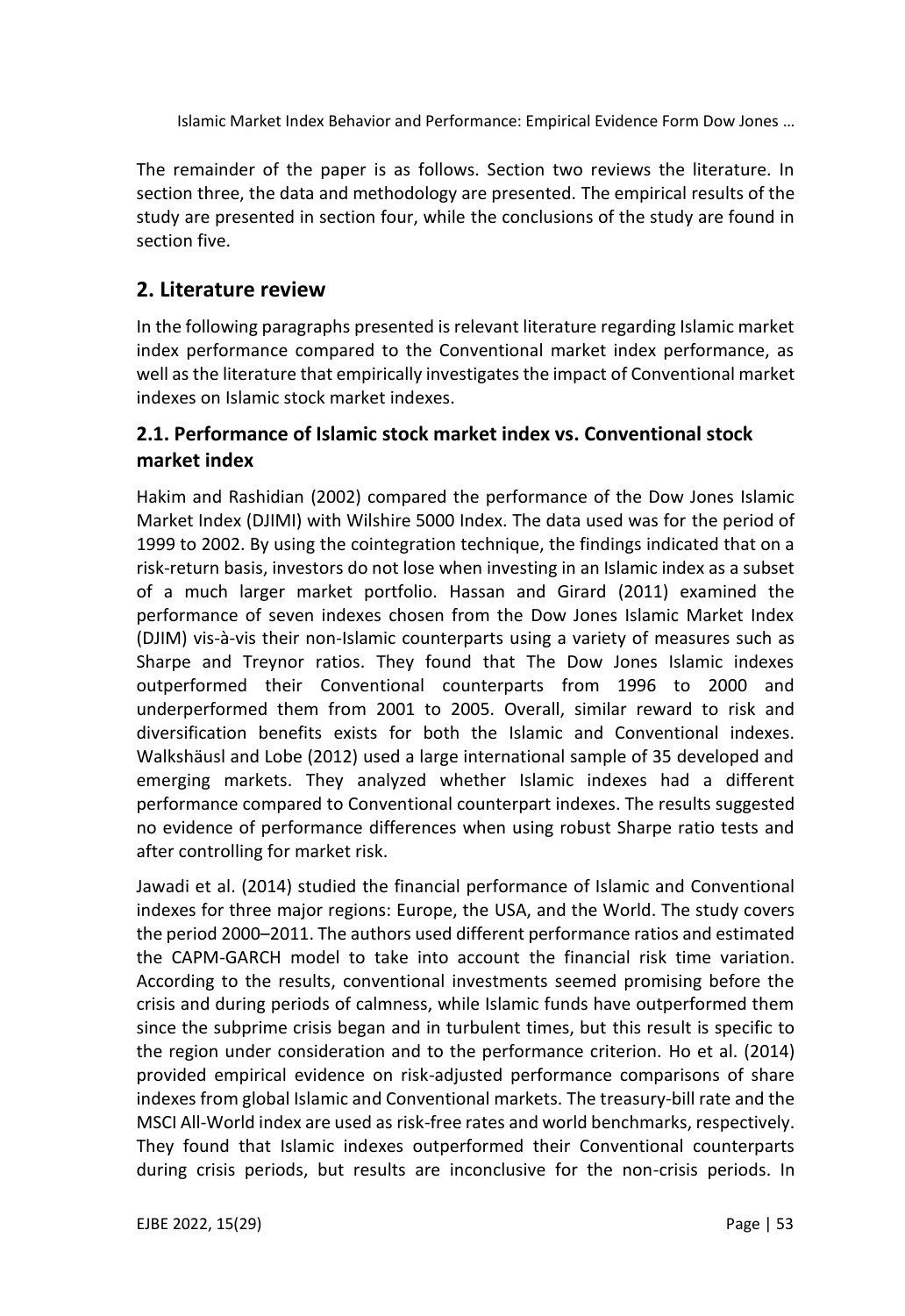The remainder of the paper is as follows. Section two reviews the literature. In section three, the data and methodology are presented. The empirical results of the study are presented in section four, while the conclusions of the study are found in section five.

## 2. Literature review

In the following paragraphs presented is relevant literature regarding Islamic market index performance compared to the Conventional market index performance, as well as the literature that empirically investigates the impact of Conventional market indexes on Islamic stock market indexes.

### 2.1. Performance of Islamic stock market index vs. Conventional stock market index

Hakim and Rashidian (2002) compared the performance of the Dow Jones Islamic Market Index (DJIMI) with Wilshire 5000 Index. The data used was for the period of 1999 to 2002. By using the cointegration technique, the findings indicated that on a risk-return basis, investors do not lose when investing in an Islamic index as a subset of a much larger market portfolio. Hassan and Girard (2011) examined the performance of seven indexes chosen from the Dow Jones Islamic Market Index (DJIM) vis-à-vis their non-Islamic counterparts using a variety of measures such as Sharpe and Treynor ratios. They found that The Dow Jones Islamic indexes outperformed their Conventional counterparts from 1996 to 2000 and underperformed them from 2001 to 2005. Overall, similar reward to risk and diversification benefits exists for both the Islamic and Conventional indexes. Walkshäusl and Lobe (2012) used a large international sample of 35 developed and emerging markets. They analyzed whether Islamic indexes had a different performance compared to Conventional counterpart indexes. The results suggested no evidence of performance differences when using robust Sharpe ratio tests and after controlling for market risk.

Jawadi et al. (2014) studied the financial performance of Islamic and Conventional indexes for three major regions: Europe, the USA, and the World. The study covers the period 2000–2011. The authors used different performance ratios and estimated the CAPM-GARCH model to take into account the financial risk time variation. According to the results, conventional investments seemed promising before the crisis and during periods of calmness, while Islamic funds have outperformed them since the subprime crisis began and in turbulent times, but this result is specific to the region under consideration and to the performance criterion. Ho et al. (2014) provided empirical evidence on risk-adjusted performance comparisons of share indexes from global Islamic and Conventional markets. The treasury-bill rate and the MSCI All-World index are used as risk-free rates and world benchmarks, respectively. They found that Islamic indexes outperformed their Conventional counterparts during crisis periods, but results are inconclusive for the non-crisis periods. In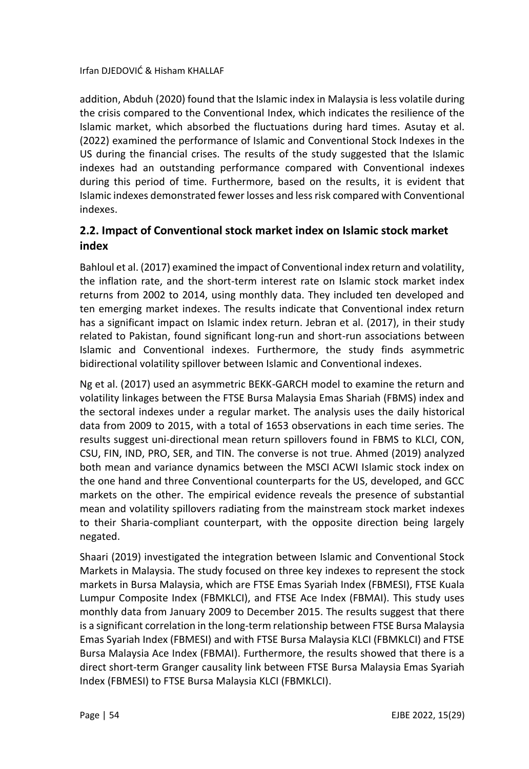addition, Abduh (2020) found that the Islamic index in Malaysia is less volatile during the crisis compared to the Conventional Index, which indicates the resilience of the Islamic market, which absorbed the fluctuations during hard times. Asutay et al. (2022) examined the performance of Islamic and Conventional Stock Indexes in the US during the financial crises. The results of the study suggested that the Islamic indexes had an outstanding performance compared with Conventional indexes during this period of time. Furthermore, based on the results, it is evident that Islamic indexes demonstrated fewer losses and less risk compared with Conventional indexes.

## 2.2. Impact of Conventional stock market index on Islamic stock market index

Bahloul et al. (2017) examined the impact of Conventional index return and volatility, the inflation rate, and the short-term interest rate on Islamic stock market index returns from 2002 to 2014, using monthly data. They included ten developed and ten emerging market indexes. The results indicate that Conventional index return has a significant impact on Islamic index return. Jebran et al. (2017), in their study related to Pakistan, found significant long-run and short-run associations between Islamic and Conventional indexes. Furthermore, the study finds asymmetric bidirectional volatility spillover between Islamic and Conventional indexes.

Ng et al. (2017) used an asymmetric BEKK-GARCH model to examine the return and volatility linkages between the FTSE Bursa Malaysia Emas Shariah (FBMS) index and the sectoral indexes under a regular market. The analysis uses the daily historical data from 2009 to 2015, with a total of 1653 observations in each time series. The results suggest uni-directional mean return spillovers found in FBMS to KLCI, CON, CSU, FIN, IND, PRO, SER, and TIN. The converse is not true. Ahmed (2019) analyzed both mean and variance dynamics between the MSCI ACWI Islamic stock index on the one hand and three Conventional counterparts for the US, developed, and GCC markets on the other. The empirical evidence reveals the presence of substantial mean and volatility spillovers radiating from the mainstream stock market indexes to their Sharia-compliant counterpart, with the opposite direction being largely negated.

Shaari (2019) investigated the integration between Islamic and Conventional Stock Markets in Malaysia. The study focused on three key indexes to represent the stock markets in Bursa Malaysia, which are FTSE Emas Syariah Index (FBMESI), FTSE Kuala Lumpur Composite Index (FBMKLCI), and FTSE Ace Index (FBMAI). This study uses monthly data from January 2009 to December 2015. The results suggest that there is a significant correlation in the long-term relationship between FTSE Bursa Malaysia Emas Syariah Index (FBMESI) and with FTSE Bursa Malaysia KLCI (FBMKLCI) and FTSE Bursa Malaysia Ace Index (FBMAI). Furthermore, the results showed that there is a direct short-term Granger causality link between FTSE Bursa Malaysia Emas Syariah Index (FBMESI) to FTSE Bursa Malaysia KLCI (FBMKLCI).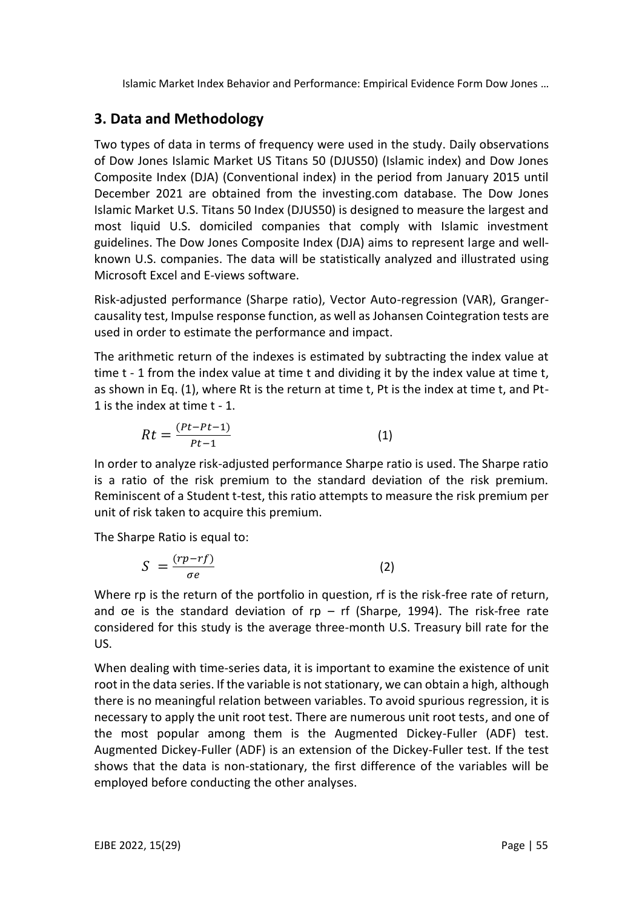## 3. Data and Methodology

Two types of data in terms of frequency were used in the study. Daily observations of Dow Jones Islamic Market US Titans 50 (DJUS50) (Islamic index) and Dow Jones Composite Index (DJA) (Conventional index) in the period from January 2015 until December 2021 are obtained from the investing.com database. The Dow Jones Islamic Market U.S. Titans 50 Index (DJUS50) is designed to measure the largest and most liquid U.S. domiciled companies that comply with Islamic investment guidelines. The Dow Jones Composite Index (DJA) aims to represent large and well-known U.S. companies. The data will be statistically analyzed and illustrated using Microsoft Excel and E-views software.

Risk-adjusted performance (Sharpe ratio), Vector Auto-regression (VAR), Granger-causality test, Impulse response function, as well as Johansen Cointegration tests are used in order to estimate the performance and impact.

The arithmetic return of the indexes is estimated by subtracting the index value at time t - 1 from the index value at time t and dividing it by the index value at time t, as shown in Eq. (1), where Rt is the return at time t, Pt is the index at time t, and Pt-1 is the index at time t - 1.

$$Rt = \frac{(Pt - Pt - 1)}{Pt - 1} \qquad (1)$$

In order to analyze risk-adjusted performance Sharpe ratio is used. The Sharpe ratio is a ratio of the risk premium to the standard deviation of the risk premium. Reminiscent of a Student t-test, this ratio attempts to measure the risk premium per unit of risk taken to acquire this premium.

The Sharpe Ratio is equal to:

$$S = \frac{(rp - rf)}{\sigma e} \qquad (2)$$

Where rp is the return of the portfolio in question, rf is the risk-free rate of return, and σe is the standard deviation of rp – rf (Sharpe, 1994). The risk-free rate considered for this study is the average three-month U.S. Treasury bill rate for the US.

When dealing with time-series data, it is important to examine the existence of unit root in the data series. If the variable is not stationary, we can obtain a high, although there is no meaningful relation between variables. To avoid spurious regression, it is necessary to apply the unit root test. There are numerous unit root tests, and one of the most popular among them is the Augmented Dickey-Fuller (ADF) test. Augmented Dickey-Fuller (ADF) is an extension of the Dickey-Fuller test. If the test shows that the data is non-stationary, the first difference of the variables will be employed before conducting the other analyses.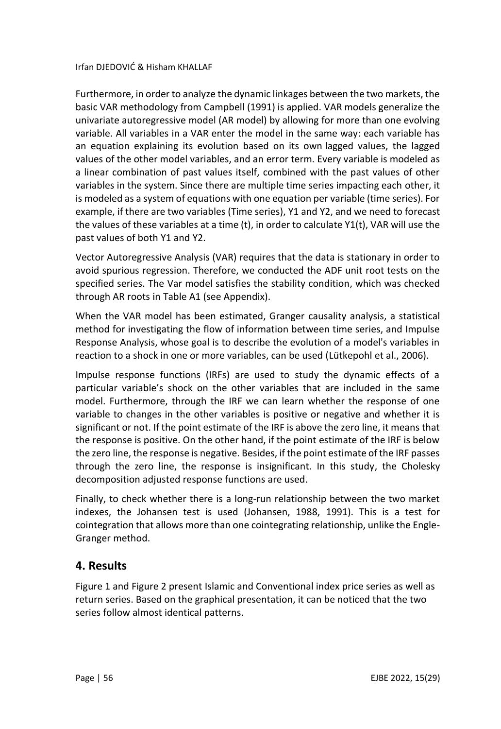Furthermore, in order to analyze the dynamic linkages between the two markets, the basic VAR methodology from Campbell (1991) is applied. VAR models generalize the univariate autoregressive model (AR model) by allowing for more than one evolving variable. All variables in a VAR enter the model in the same way: each variable has an equation explaining its evolution based on its own lagged values, the lagged values of the other model variables, and an error term. Every variable is modeled as a linear combination of past values itself, combined with the past values of other variables in the system. Since there are multiple time series impacting each other, it is modeled as a system of equations with one equation per variable (time series). For example, if there are two variables (Time series), Y1 and Y2, and we need to forecast the values of these variables at a time (t), in order to calculate Y1(t), VAR will use the past values of both Y1 and Y2.

Vector Autoregressive Analysis (VAR) requires that the data is stationary in order to avoid spurious regression. Therefore, we conducted the ADF unit root tests on the specified series. The Var model satisfies the stability condition, which was checked through AR roots in Table A1 (see Appendix).

When the VAR model has been estimated, Granger causality analysis, a statistical method for investigating the flow of information between time series, and Impulse Response Analysis, whose goal is to describe the evolution of a model's variables in reaction to a shock in one or more variables, can be used (Lütkepohl et al., 2006).

Impulse response functions (IRFs) are used to study the dynamic effects of a particular variable's shock on the other variables that are included in the same model. Furthermore, through the IRF we can learn whether the response of one variable to changes in the other variables is positive or negative and whether it is significant or not. If the point estimate of the IRF is above the zero line, it means that the response is positive. On the other hand, if the point estimate of the IRF is below the zero line, the response is negative. Besides, if the point estimate of the IRF passes through the zero line, the response is insignificant. In this study, the Cholesky decomposition adjusted response functions are used.

Finally, to check whether there is a long-run relationship between the two market indexes, the Johansen test is used (Johansen, 1988, 1991). This is a test for cointegration that allows more than one cointegrating relationship, unlike the Engle-Granger method.

## 4. Results

Figure 1 and Figure 2 present Islamic and Conventional index price series as well as return series. Based on the graphical presentation, it can be noticed that the two series follow almost identical patterns.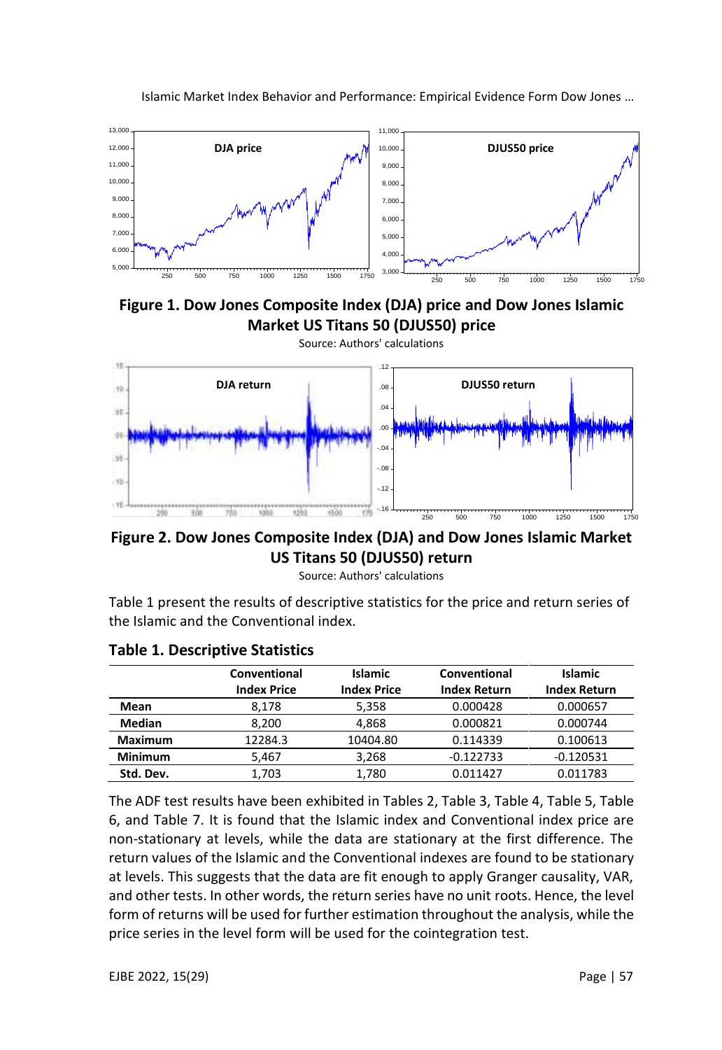**Figure 1. Dow Jones Composite Index (DJA) price and Dow Jones Islamic Market US Titans 50 (DJUS50) price**

Source: Authors' calculations

**Figure 2. Dow Jones Composite Index (DJA) and Dow Jones Islamic Market US Titans 50 (DJUS50) return**

Source: Authors' calculations

Table 1 present the results of descriptive statistics for the price and return series of the Islamic and the Conventional index.

### Table 1. Descriptive Statistics

| | Conventional Index Price | Islamic Index Price | Conventional Index Return | Islamic Index Return |
|---|---|---|---|---|
| **Mean** | 8,178 | 5,358 | 0.000428 | 0.000657 |
| **Median** | 8,200 | 4,868 | 0.000821 | 0.000744 |
| **Maximum** | 12284.3 | 10404.80 | 0.114339 | 0.100613 |
| **Minimum** | 5,467 | 3,268 | -0.122733 | -0.120531 |
| **Std. Dev.** | 1,703 | 1,780 | 0.011427 | 0.011783 |

The ADF test results have been exhibited in Tables 2, Table 3, Table 4, Table 5, Table 6, and Table 7. It is found that the Islamic index and Conventional index price are non-stationary at levels, while the data are stationary at the first difference. The return values of the Islamic and the Conventional indexes are found to be stationary at levels. This suggests that the data are fit enough to apply Granger causality, VAR, and other tests. In other words, the return series have no unit roots. Hence, the level form of returns will be used for further estimation throughout the analysis, while the price series in the level form will be used for the cointegration test.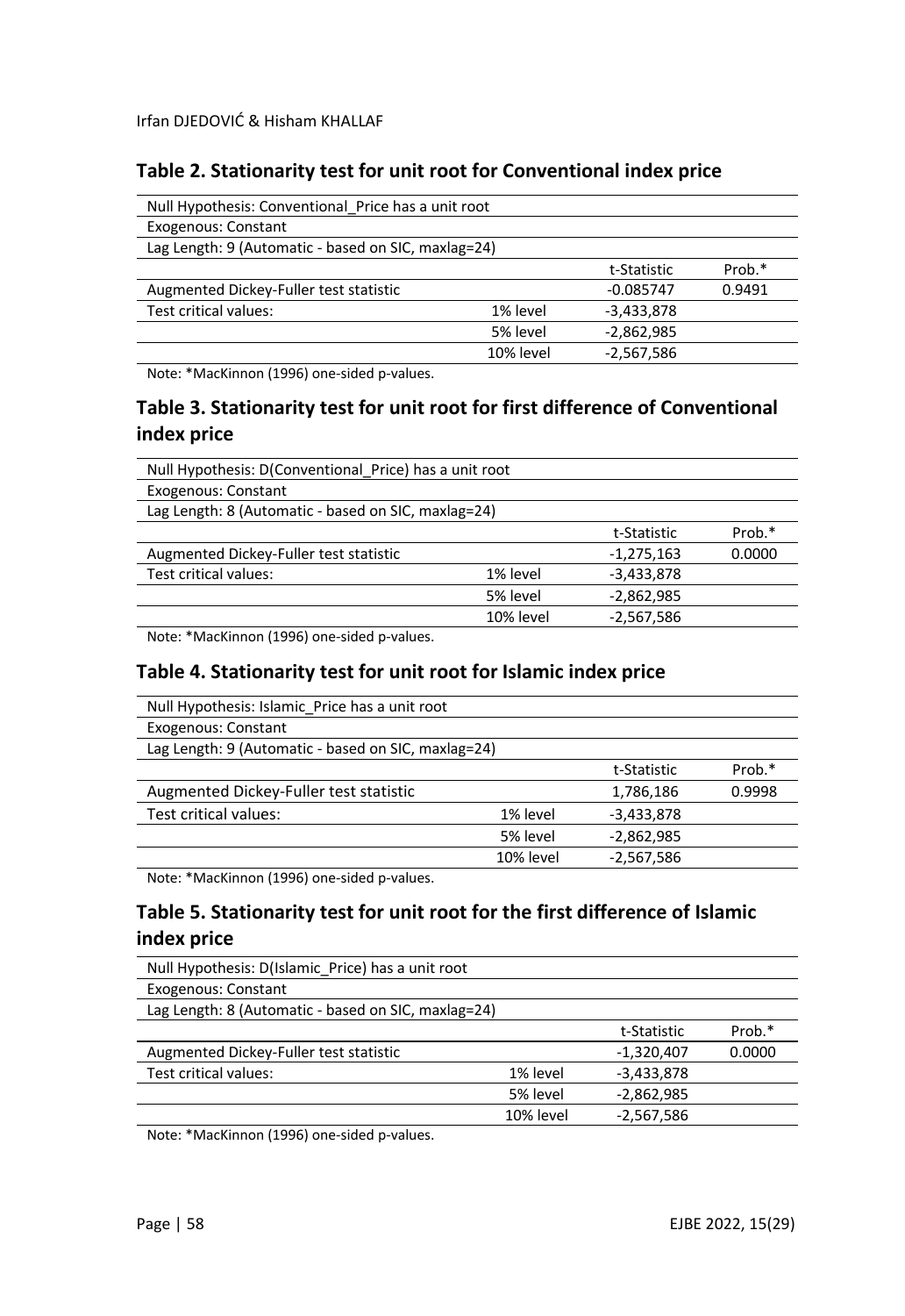### Table 2. Stationarity test for unit root for Conventional index price

| Null Hypothesis: Conventional_Price has a unit root | | | |
|---|---|---|---|
| Exogenous: Constant | | | |
| Lag Length: 9 (Automatic - based on SIC, maxlag=24) | | | |
| | | t-Statistic | Prob.* |
| Augmented Dickey-Fuller test statistic | | -0.085747 | 0.9491 |
| Test critical values: | 1% level | -3,433,878 | |
| | 5% level | -2,862,985 | |
| | 10% level | -2,567,586 | |

Note: *MacKinnon (1996) one-sided p-values.

### Table 3. Stationarity test for unit root for first difference of Conventional index price

| Null Hypothesis: D(Conventional_Price) has a unit root | | | |
|---|---|---|---|
| Exogenous: Constant | | | |
| Lag Length: 8 (Automatic - based on SIC, maxlag=24) | | | |
| | | t-Statistic | Prob.* |
| Augmented Dickey-Fuller test statistic | | -1,275,163 | 0.0000 |
| Test critical values: | 1% level | -3,433,878 | |
| | 5% level | -2,862,985 | |
| | 10% level | -2,567,586 | |

Note: *MacKinnon (1996) one-sided p-values.

### Table 4. Stationarity test for unit root for Islamic index price

| Null Hypothesis: Islamic_Price has a unit root | | | |
|---|---|---|---|
| Exogenous: Constant | | | |
| Lag Length: 9 (Automatic - based on SIC, maxlag=24) | | | |
| | | t-Statistic | Prob.* |
| Augmented Dickey-Fuller test statistic | | 1,786,186 | 0.9998 |
| Test critical values: | 1% level | -3,433,878 | |
| | 5% level | -2,862,985 | |
| | 10% level | -2,567,586 | |

Note: *MacKinnon (1996) one-sided p-values.

### Table 5. Stationarity test for unit root for the first difference of Islamic index price

| Null Hypothesis: D(Islamic_Price) has a unit root | | | |
|---|---|---|---|
| Exogenous: Constant | | | |
| Lag Length: 8 (Automatic - based on SIC, maxlag=24) | | | |
| | | t-Statistic | Prob.* |
| Augmented Dickey-Fuller test statistic | | -1,320,407 | 0.0000 |
| Test critical values: | 1% level | -3,433,878 | |
| | 5% level | -2,862,985 | |
| | 10% level | -2,567,586 | |

Note: *MacKinnon (1996) one-sided p-values.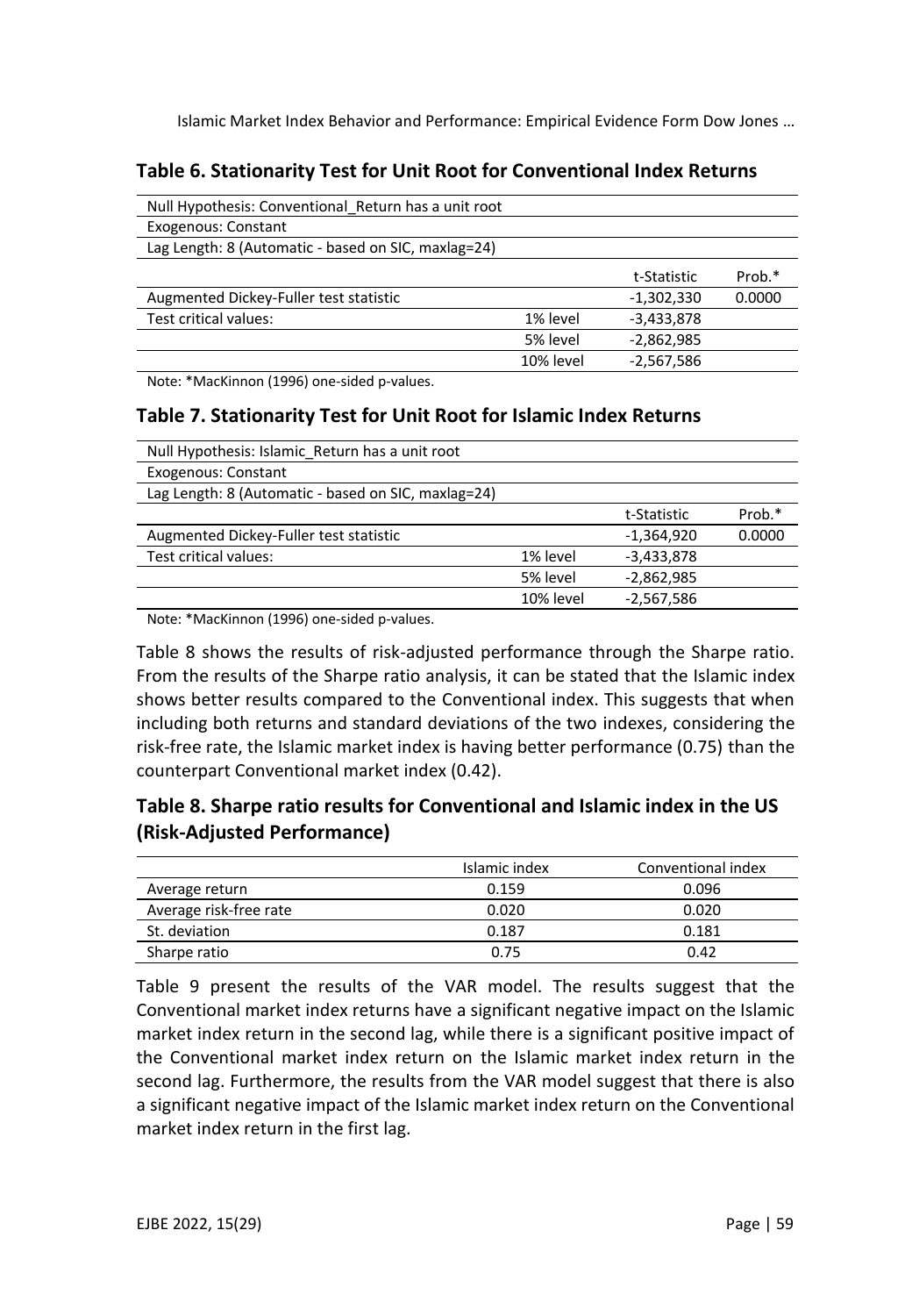### Table 6. Stationarity Test for Unit Root for Conventional Index Returns

| Null Hypothesis: Conventional_Return has a unit root | | | |
|---|---|---|---|
| Exogenous: Constant | | | |
| Lag Length: 8 (Automatic - based on SIC, maxlag=24) | | | |
| | | t-Statistic | Prob.* |
| Augmented Dickey-Fuller test statistic | | -1,302,330 | 0.0000 |
| Test critical values: | 1% level | -3,433,878 | |
| | 5% level | -2,862,985 | |
| | 10% level | -2,567,586 | |

Note: *MacKinnon (1996) one-sided p-values.

### Table 7. Stationarity Test for Unit Root for Islamic Index Returns

| Null Hypothesis: Islamic_Return has a unit root | | | |
|---|---|---|---|
| Exogenous: Constant | | | |
| Lag Length: 8 (Automatic - based on SIC, maxlag=24) | | | |
| | | t-Statistic | Prob.* |
| Augmented Dickey-Fuller test statistic | | -1,364,920 | 0.0000 |
| Test critical values: | 1% level | -3,433,878 | |
| | 5% level | -2,862,985 | |
| | 10% level | -2,567,586 | |

Note: *MacKinnon (1996) one-sided p-values.

Table 8 shows the results of risk-adjusted performance through the Sharpe ratio. From the results of the Sharpe ratio analysis, it can be stated that the Islamic index shows better results compared to the Conventional index. This suggests that when including both returns and standard deviations of the two indexes, considering the risk-free rate, the Islamic market index is having better performance (0.75) than the counterpart Conventional market index (0.42).

### Table 8. Sharpe ratio results for Conventional and Islamic index in the US (Risk-Adjusted Performance)

| | Islamic index | Conventional index |
|---|---|---|
| Average return | 0.159 | 0.096 |
| Average risk-free rate | 0.020 | 0.020 |
| St. deviation | 0.187 | 0.181 |
| Sharpe ratio | 0.75 | 0.42 |

Table 9 present the results of the VAR model. The results suggest that the Conventional market index returns have a significant negative impact on the Islamic market index return in the second lag, while there is a significant positive impact of the Conventional market index return on the Islamic market index return in the second lag. Furthermore, the results from the VAR model suggest that there is also a significant negative impact of the Islamic market index return on the Conventional market index return in the first lag.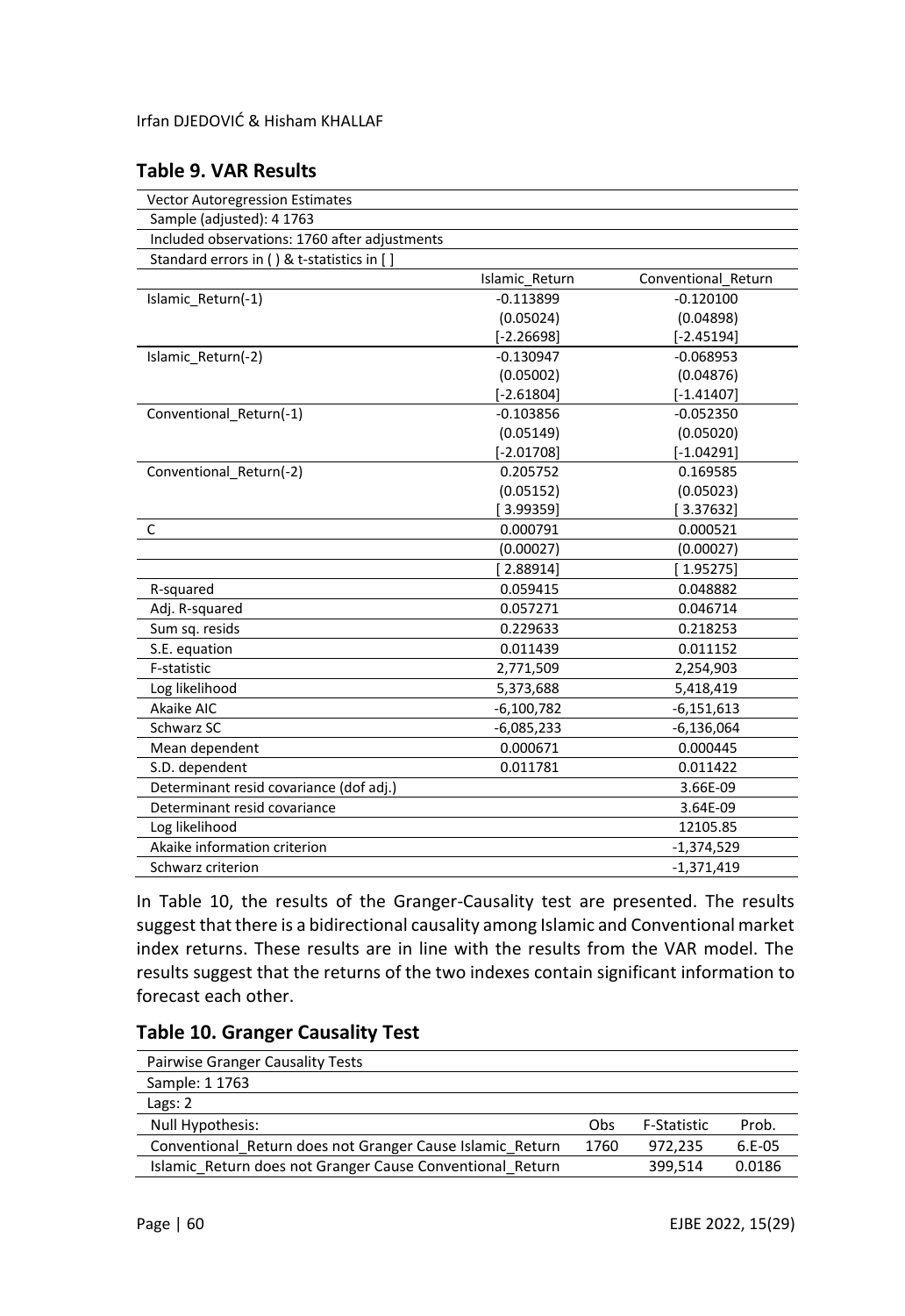## Table 9. VAR Results

| Vector Autoregression Estimates | | |
|---|---|---|
| Sample (adjusted): 4 1763 | | |
| Included observations: 1760 after adjustments | | |
| Standard errors in ( ) & t-statistics in [ ] | | |
| | Islamic_Return | Conventional_Return |
| Islamic_Return(-1) | -0.113899 | -0.120100 |
| | (0.05024) | (0.04898) |
| | [-2.26698] | [-2.45194] |
| Islamic_Return(-2) | -0.130947 | -0.068953 |
| | (0.05002) | (0.04876) |
| | [-2.61804] | [-1.41407] |
| Conventional_Return(-1) | -0.103856 | -0.052350 |
| | (0.05149) | (0.05020) |
| | [-2.01708] | [-1.04291] |
| Conventional_Return(-2) | 0.205752 | 0.169585 |
| | (0.05152) | (0.05023) |
| | [ 3.99359] | [ 3.37632] |
| C | 0.000791 | 0.000521 |
| | (0.00027) | (0.00027) |
| | [ 2.88914] | [ 1.95275] |
| R-squared | 0.059415 | 0.048882 |
| Adj. R-squared | 0.057271 | 0.046714 |
| Sum sq. resids | 0.229633 | 0.218253 |
| S.E. equation | 0.011439 | 0.011152 |
| F-statistic | 2,771,509 | 2,254,903 |
| Log likelihood | 5,373,688 | 5,418,419 |
| Akaike AIC | -6,100,782 | -6,151,613 |
| Schwarz SC | -6,085,233 | -6,136,064 |
| Mean dependent | 0.000671 | 0.000445 |
| S.D. dependent | 0.011781 | 0.011422 |
| Determinant resid covariance (dof adj.) | | 3.66E-09 |
| Determinant resid covariance | | 3.64E-09 |
| Log likelihood | | 12105.85 |
| Akaike information criterion | | -1,374,529 |
| Schwarz criterion | | -1,371,419 |

In Table 10, the results of the Granger-Causality test are presented. The results suggest that there is a bidirectional causality among Islamic and Conventional market index returns. These results are in line with the results from the VAR model. The results suggest that the returns of the two indexes contain significant information to forecast each other.

## Table 10. Granger Causality Test

| Pairwise Granger Causality Tests | | | |
|---|---|---|---|
| Sample: 1 1763 | | | |
| Lags: 2 | | | |
| Null Hypothesis: | Obs | F-Statistic | Prob. |
| Conventional_Return does not Granger Cause Islamic_Return | 1760 | 972,235 | 6.E-05 |
| Islamic_Return does not Granger Cause Conventional_Return | | 399,514 | 0.0186 |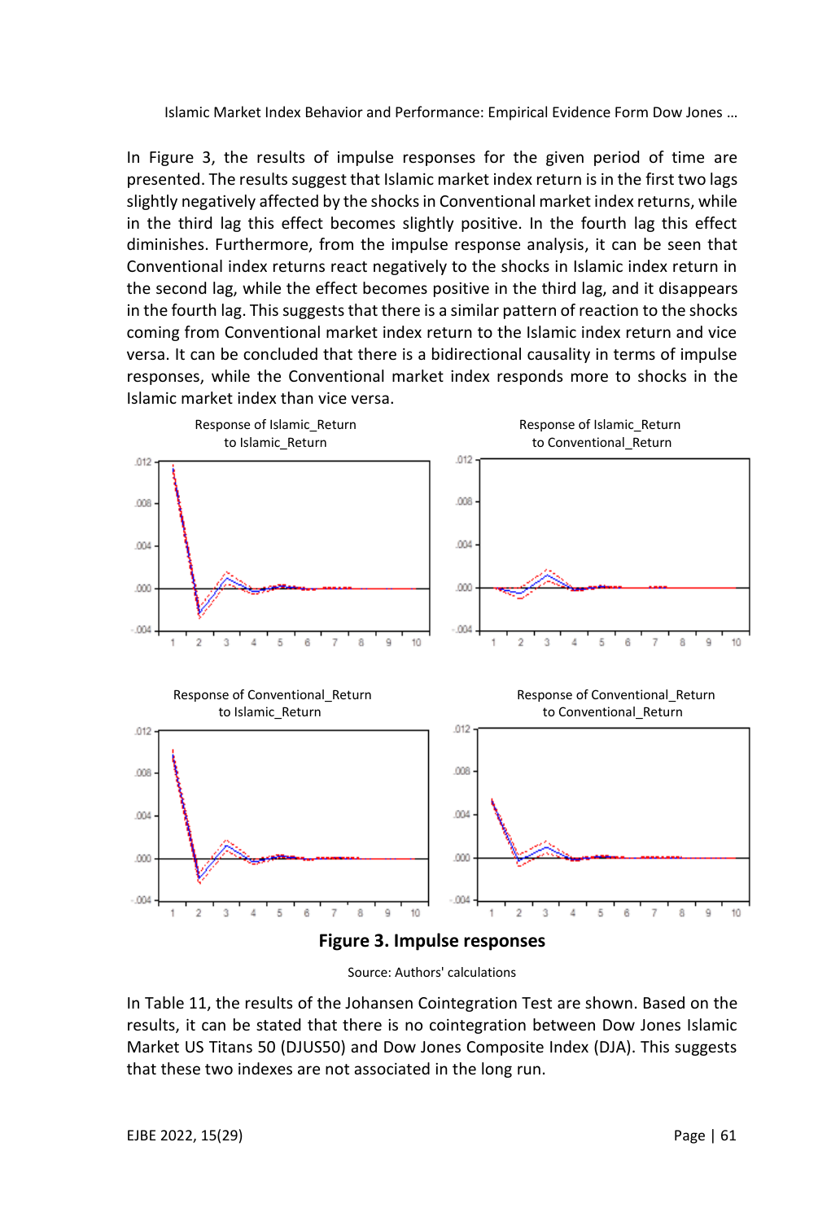In Figure 3, the results of impulse responses for the given period of time are presented. The results suggest that Islamic market index return is in the first two lags slightly negatively affected by the shocks in Conventional market index returns, while in the third lag this effect becomes slightly positive. In the fourth lag this effect diminishes. Furthermore, from the impulse response analysis, it can be seen that Conventional index returns react negatively to the shocks in Islamic index return in the second lag, while the effect becomes positive in the third lag, and it disappears in the fourth lag. This suggests that there is a similar pattern of reaction to the shocks coming from Conventional market index return to the Islamic index return and vice versa. It can be concluded that there is a bidirectional causality in terms of impulse responses, while the Conventional market index responds more to shocks in the Islamic market index than vice versa.

**Figure 3. Impulse responses**

Source: Authors' calculations

In Table 11, the results of the Johansen Cointegration Test are shown. Based on the results, it can be stated that there is no cointegration between Dow Jones Islamic Market US Titans 50 (DJUS50) and Dow Jones Composite Index (DJA). This suggests that these two indexes are not associated in the long run.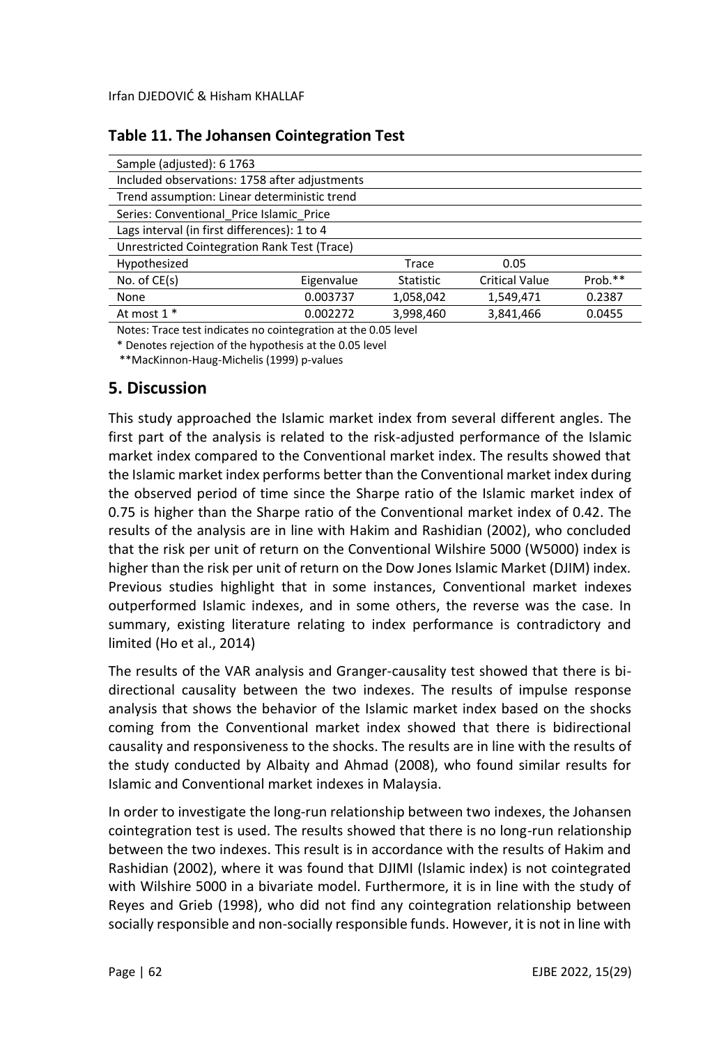## Table 11. The Johansen Cointegration Test

| Sample (adjusted): 6 1763 | | | | |
|---|---|---|---|---|
| Included observations: 1758 after adjustments | | | | |
| Trend assumption: Linear deterministic trend | | | | |
| Series: Conventional_Price Islamic_Price | | | | |
| Lags interval (in first differences): 1 to 4 | | | | |
| Unrestricted Cointegration Rank Test (Trace) | | | | |
| Hypothesized | | Trace | 0.05 | |
| No. of CE(s) | Eigenvalue | Statistic | Critical Value | Prob.** |
| None | 0.003737 | 1,058,042 | 1,549,471 | 0.2387 |
| At most 1 * | 0.002272 | 3,998,460 | 3,841,466 | 0.0455 |

Notes: Trace test indicates no cointegration at the 0.05 level

* Denotes rejection of the hypothesis at the 0.05 level

**MacKinnon-Haug-Michelis (1999) p-values

## 5. Discussion

This study approached the Islamic market index from several different angles. The first part of the analysis is related to the risk-adjusted performance of the Islamic market index compared to the Conventional market index. The results showed that the Islamic market index performs better than the Conventional market index during the observed period of time since the Sharpe ratio of the Islamic market index of 0.75 is higher than the Sharpe ratio of the Conventional market index of 0.42. The results of the analysis are in line with Hakim and Rashidian (2002), who concluded that the risk per unit of return on the Conventional Wilshire 5000 (W5000) index is higher than the risk per unit of return on the Dow Jones Islamic Market (DJIM) index. Previous studies highlight that in some instances, Conventional market indexes outperformed Islamic indexes, and in some others, the reverse was the case. In summary, existing literature relating to index performance is contradictory and limited (Ho et al., 2014)

The results of the VAR analysis and Granger-causality test showed that there is bi-directional causality between the two indexes. The results of impulse response analysis that shows the behavior of the Islamic market index based on the shocks coming from the Conventional market index showed that there is bidirectional causality and responsiveness to the shocks. The results are in line with the results of the study conducted by Albaity and Ahmad (2008), who found similar results for Islamic and Conventional market indexes in Malaysia.

In order to investigate the long-run relationship between two indexes, the Johansen cointegration test is used. The results showed that there is no long-run relationship between the two indexes. This result is in accordance with the results of Hakim and Rashidian (2002), where it was found that DJIMI (Islamic index) is not cointegrated with Wilshire 5000 in a bivariate model. Furthermore, it is in line with the study of Reyes and Grieb (1998), who did not find any cointegration relationship between socially responsible and non-socially responsible funds. However, it is not in line with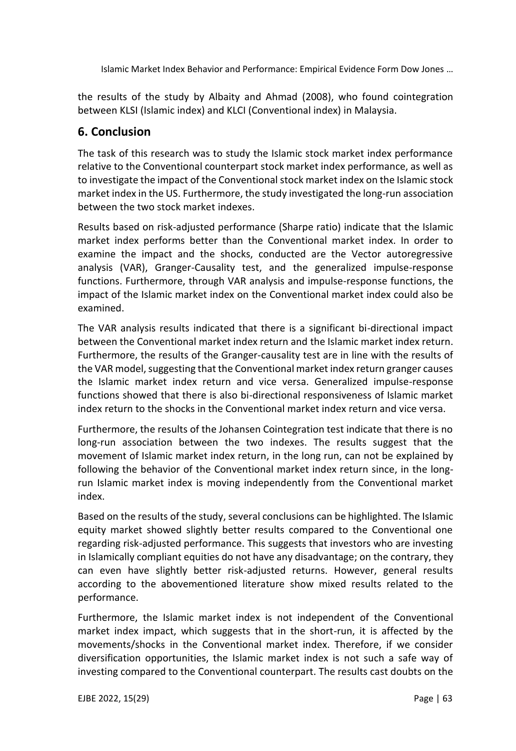the results of the study by Albaity and Ahmad (2008), who found cointegration between KLSI (Islamic index) and KLCI (Conventional index) in Malaysia.

## 6. Conclusion

The task of this research was to study the Islamic stock market index performance relative to the Conventional counterpart stock market index performance, as well as to investigate the impact of the Conventional stock market index on the Islamic stock market index in the US. Furthermore, the study investigated the long-run association between the two stock market indexes.

Results based on risk-adjusted performance (Sharpe ratio) indicate that the Islamic market index performs better than the Conventional market index. In order to examine the impact and the shocks, conducted are the Vector autoregressive analysis (VAR), Granger-Causality test, and the generalized impulse-response functions. Furthermore, through VAR analysis and impulse-response functions, the impact of the Islamic market index on the Conventional market index could also be examined.

The VAR analysis results indicated that there is a significant bi-directional impact between the Conventional market index return and the Islamic market index return. Furthermore, the results of the Granger-causality test are in line with the results of the VAR model, suggesting that the Conventional market index return granger causes the Islamic market index return and vice versa. Generalized impulse-response functions showed that there is also bi-directional responsiveness of Islamic market index return to the shocks in the Conventional market index return and vice versa.

Furthermore, the results of the Johansen Cointegration test indicate that there is no long-run association between the two indexes. The results suggest that the movement of Islamic market index return, in the long run, can not be explained by following the behavior of the Conventional market index return since, in the long-run Islamic market index is moving independently from the Conventional market index.

Based on the results of the study, several conclusions can be highlighted. The Islamic equity market showed slightly better results compared to the Conventional one regarding risk-adjusted performance. This suggests that investors who are investing in Islamically compliant equities do not have any disadvantage; on the contrary, they can even have slightly better risk-adjusted returns. However, general results according to the abovementioned literature show mixed results related to the performance.

Furthermore, the Islamic market index is not independent of the Conventional market index impact, which suggests that in the short-run, it is affected by the movements/shocks in the Conventional market index. Therefore, if we consider diversification opportunities, the Islamic market index is not such a safe way of investing compared to the Conventional counterpart. The results cast doubts on the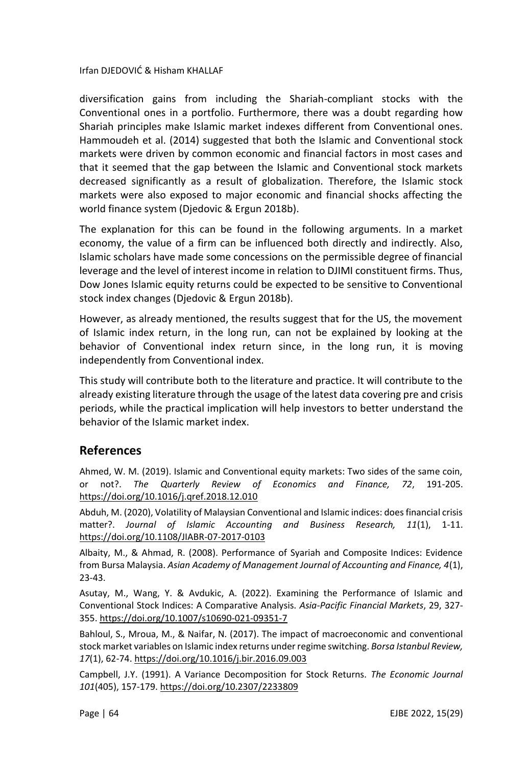diversification gains from including the Shariah-compliant stocks with the Conventional ones in a portfolio. Furthermore, there was a doubt regarding how Shariah principles make Islamic market indexes different from Conventional ones. Hammoudeh et al. (2014) suggested that both the Islamic and Conventional stock markets were driven by common economic and financial factors in most cases and that it seemed that the gap between the Islamic and Conventional stock markets decreased significantly as a result of globalization. Therefore, the Islamic stock markets were also exposed to major economic and financial shocks affecting the world finance system (Djedovic & Ergun 2018b).

The explanation for this can be found in the following arguments. In a market economy, the value of a firm can be influenced both directly and indirectly. Also, Islamic scholars have made some concessions on the permissible degree of financial leverage and the level of interest income in relation to DJIMI constituent firms. Thus, Dow Jones Islamic equity returns could be expected to be sensitive to Conventional stock index changes (Djedovic & Ergun 2018b).

However, as already mentioned, the results suggest that for the US, the movement of Islamic index return, in the long run, can not be explained by looking at the behavior of Conventional index return since, in the long run, it is moving independently from Conventional index.

This study will contribute both to the literature and practice. It will contribute to the already existing literature through the usage of the latest data covering pre and crisis periods, while the practical implication will help investors to better understand the behavior of the Islamic market index.

## References

Ahmed, W. M. (2019). Islamic and Conventional equity markets: Two sides of the same coin, or not?. *The Quarterly Review of Economics and Finance, 72*, 191-205. https://doi.org/10.1016/j.qref.2018.12.010

Abduh, M. (2020), Volatility of Malaysian Conventional and Islamic indices: does financial crisis matter?. *Journal of Islamic Accounting and Business Research, 11*(1), 1-11. https://doi.org/10.1108/JIABR-07-2017-0103

Albaity, M., & Ahmad, R. (2008). Performance of Syariah and Composite Indices: Evidence from Bursa Malaysia. *Asian Academy of Management Journal of Accounting and Finance, 4*(1), 23-43.

Asutay, M., Wang, Y. & Avdukic, A. (2022). Examining the Performance of Islamic and Conventional Stock Indices: A Comparative Analysis. *Asia-Pacific Financial Markets*, 29, 327-355. https://doi.org/10.1007/s10690-021-09351-7

Bahloul, S., Mroua, M., & Naifar, N. (2017). The impact of macroeconomic and conventional stock market variables on Islamic index returns under regime switching. *Borsa Istanbul Review, 17*(1), 62-74. https://doi.org/10.1016/j.bir.2016.09.003

Campbell, J.Y. (1991). A Variance Decomposition for Stock Returns. *The Economic Journal 101*(405), 157-179. https://doi.org/10.2307/2233809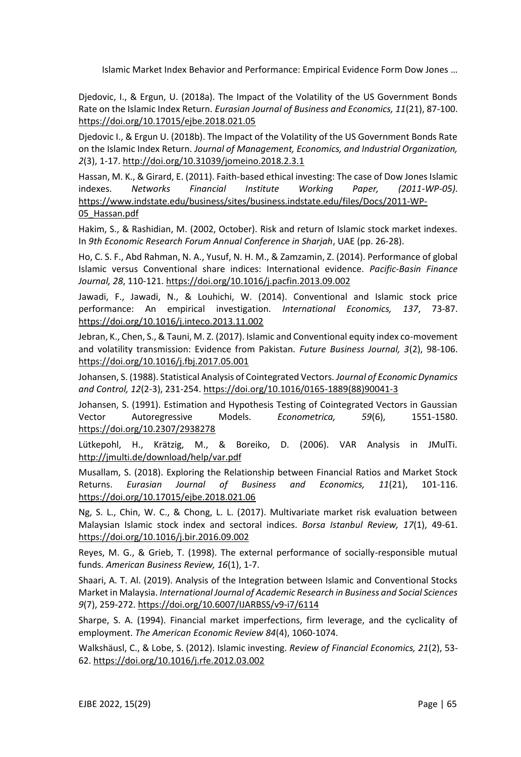Djedovic, I., & Ergun, U. (2018a). The Impact of the Volatility of the US Government Bonds Rate on the Islamic Index Return. *Eurasian Journal of Business and Economics, 11*(21), 87-100. https://doi.org/10.17015/ejbe.2018.021.05

Djedovic I., & Ergun U. (2018b). The Impact of the Volatility of the US Government Bonds Rate on the Islamic Index Return. *Journal of Management, Economics, and Industrial Organization, 2*(3), 1-17. http://doi.org/10.31039/jomeino.2018.2.3.1

Hassan, M. K., & Girard, E. (2011). Faith-based ethical investing: The case of Dow Jones Islamic indexes. *Networks Financial Institute Working Paper, (2011-WP-05)*. https://www.indstate.edu/business/sites/business.indstate.edu/files/Docs/2011-WP-05_Hassan.pdf

Hakim, S., & Rashidian, M. (2002, October). Risk and return of Islamic stock market indexes. In *9th Economic Research Forum Annual Conference in Sharjah*, UAE (pp. 26-28).

Ho, C. S. F., Abd Rahman, N. A., Yusuf, N. H. M., & Zamzamin, Z. (2014). Performance of global Islamic versus Conventional share indices: International evidence. *Pacific-Basin Finance Journal, 28*, 110-121. https://doi.org/10.1016/j.pacfin.2013.09.002

Jawadi, F., Jawadi, N., & Louhichi, W. (2014). Conventional and Islamic stock price performance: An empirical investigation. *International Economics, 137*, 73-87. https://doi.org/10.1016/j.inteco.2013.11.002

Jebran, K., Chen, S., & Tauni, M. Z. (2017). Islamic and Conventional equity index co-movement and volatility transmission: Evidence from Pakistan. *Future Business Journal, 3*(2), 98-106. https://doi.org/10.1016/j.fbj.2017.05.001

Johansen, S. (1988). Statistical Analysis of Cointegrated Vectors. *Journal of Economic Dynamics and Control, 12*(2-3), 231-254. https://doi.org/10.1016/0165-1889(88)90041-3

Johansen, S. (1991). Estimation and Hypothesis Testing of Cointegrated Vectors in Gaussian Vector Autoregressive Models. *Econometrica, 59*(6), 1551-1580. https://doi.org/10.2307/2938278

Lütkepohl, H., Krätzig, M., & Boreiko, D. (2006). VAR Analysis in JMulTi. http://jmulti.de/download/help/var.pdf

Musallam, S. (2018). Exploring the Relationship between Financial Ratios and Market Stock Returns. *Eurasian Journal of Business and Economics, 11*(21), 101-116. https://doi.org/10.17015/ejbe.2018.021.06

Ng, S. L., Chin, W. C., & Chong, L. L. (2017). Multivariate market risk evaluation between Malaysian Islamic stock index and sectoral indices. *Borsa Istanbul Review, 17*(1), 49-61. https://doi.org/10.1016/j.bir.2016.09.002

Reyes, M. G., & Grieb, T. (1998). The external performance of socially-responsible mutual funds. *American Business Review, 16*(1), 1-7.

Shaari, A. T. Al. (2019). Analysis of the Integration between Islamic and Conventional Stocks Market in Malaysia. *International Journal of Academic Research in Business and Social Sciences 9*(7), 259-272. https://doi.org/10.6007/IJARBSS/v9-i7/6114

Sharpe, S. A. (1994). Financial market imperfections, firm leverage, and the cyclicality of employment. *The American Economic Review 84*(4), 1060-1074.

Walkshäusl, C., & Lobe, S. (2012). Islamic investing. *Review of Financial Economics, 21*(2), 53-62. https://doi.org/10.1016/j.rfe.2012.03.002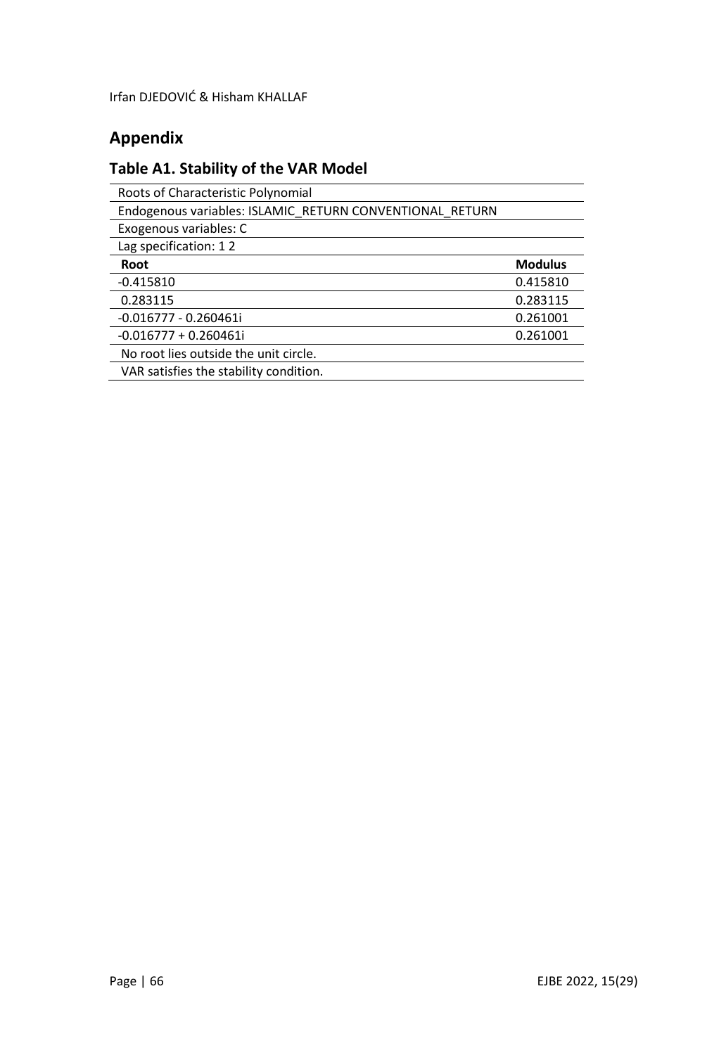## Appendix

### Table A1. Stability of the VAR Model

| | |
|---|---|
| Roots of Characteristic Polynomial | |
| Endogenous variables: ISLAMIC_RETURN CONVENTIONAL_RETURN | |
| Exogenous variables: C | |
| Lag specification: 1 2 | |
| **Root** | **Modulus** |
| -0.415810 | 0.415810 |
| 0.283115 | 0.283115 |
| -0.016777 - 0.260461i | 0.261001 |
| -0.016777 + 0.260461i | 0.261001 |
| No root lies outside the unit circle. | |
| VAR satisfies the stability condition. | |